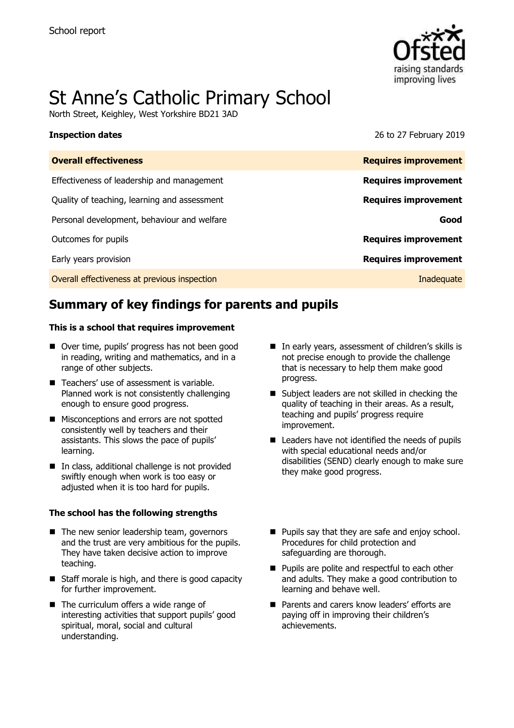School report

# St Anne's Catholic Primary School

North Street, Keighley, West Yorkshire BD21 3AD

**Inspection dates** 26 to 27 February 2019

| **Overall effectiveness** | **Requires improvement** |
|---|---|
| Effectiveness of leadership and management | **Requires improvement** |
| Quality of teaching, learning and assessment | **Requires improvement** |
| Personal development, behaviour and welfare | **Good** |
| Outcomes for pupils | **Requires improvement** |
| Early years provision | **Requires improvement** |
| Overall effectiveness at previous inspection | Inadequate |

## Summary of key findings for parents and pupils

**This is a school that requires improvement**

- Over time, pupils' progress has not been good in reading, writing and mathematics, and in a range of other subjects.
- Teachers' use of assessment is variable. Planned work is not consistently challenging enough to ensure good progress.
- Misconceptions and errors are not spotted consistently well by teachers and their assistants. This slows the pace of pupils' learning.
- In class, additional challenge is not provided swiftly enough when work is too easy or adjusted when it is too hard for pupils.
- In early years, assessment of children's skills is not precise enough to provide the challenge that is necessary to help them make good progress.
- Subject leaders are not skilled in checking the quality of teaching in their areas. As a result, teaching and pupils' progress require improvement.
- Leaders have not identified the needs of pupils with special educational needs and/or disabilities (SEND) clearly enough to make sure they make good progress.

**The school has the following strengths**

- The new senior leadership team, governors and the trust are very ambitious for the pupils. They have taken decisive action to improve teaching.
- Staff morale is high, and there is good capacity for further improvement.
- The curriculum offers a wide range of interesting activities that support pupils' good spiritual, moral, social and cultural understanding.
- Pupils say that they are safe and enjoy school. Procedures for child protection and safeguarding are thorough.
- Pupils are polite and respectful to each other and adults. They make a good contribution to learning and behave well.
- Parents and carers know leaders' efforts are paying off in improving their children's achievements.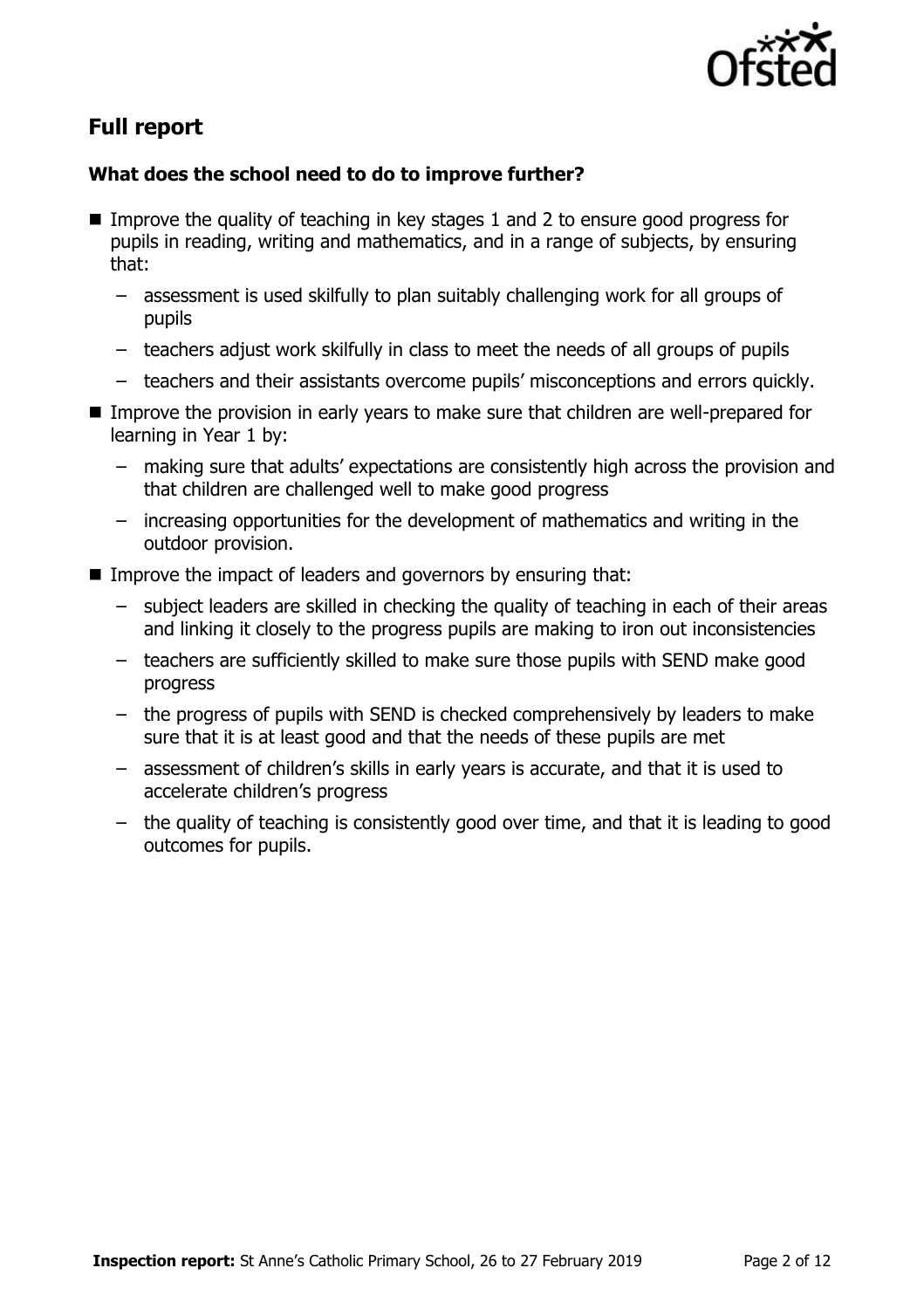## Full report

### What does the school need to do to improve further?

- Improve the quality of teaching in key stages 1 and 2 to ensure good progress for pupils in reading, writing and mathematics, and in a range of subjects, by ensuring that:
  - assessment is used skilfully to plan suitably challenging work for all groups of pupils
  - teachers adjust work skilfully in class to meet the needs of all groups of pupils
  - teachers and their assistants overcome pupils' misconceptions and errors quickly.
- Improve the provision in early years to make sure that children are well-prepared for learning in Year 1 by:
  - making sure that adults' expectations are consistently high across the provision and that children are challenged well to make good progress
  - increasing opportunities for the development of mathematics and writing in the outdoor provision.
- Improve the impact of leaders and governors by ensuring that:
  - subject leaders are skilled in checking the quality of teaching in each of their areas and linking it closely to the progress pupils are making to iron out inconsistencies
  - teachers are sufficiently skilled to make sure those pupils with SEND make good progress
  - the progress of pupils with SEND is checked comprehensively by leaders to make sure that it is at least good and that the needs of these pupils are met
  - assessment of children's skills in early years is accurate, and that it is used to accelerate children's progress
  - the quality of teaching is consistently good over time, and that it is leading to good outcomes for pupils.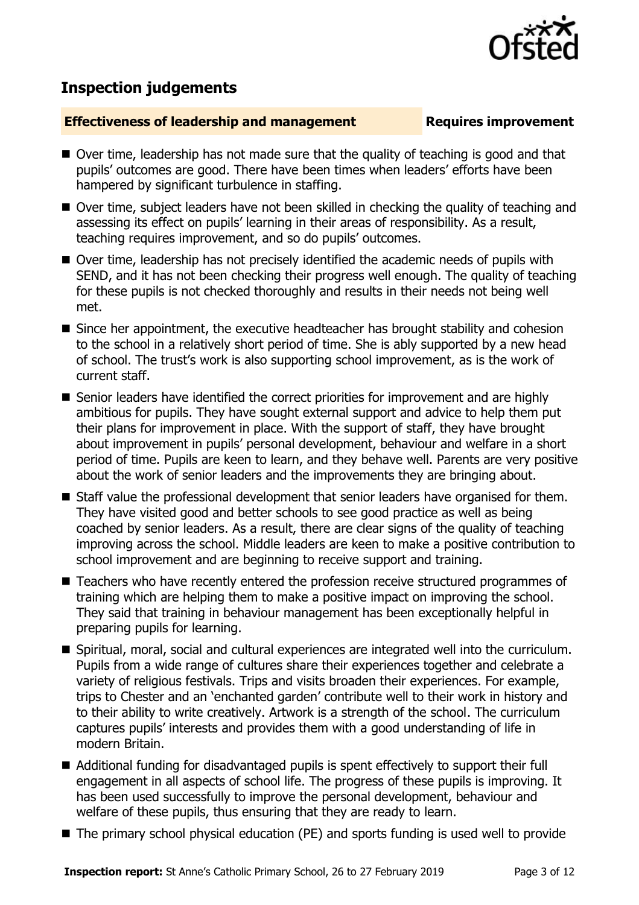## Inspection judgements

**Effectiveness of leadership and management** **Requires improvement**

- Over time, leadership has not made sure that the quality of teaching is good and that pupils' outcomes are good. There have been times when leaders' efforts have been hampered by significant turbulence in staffing.
- Over time, subject leaders have not been skilled in checking the quality of teaching and assessing its effect on pupils' learning in their areas of responsibility. As a result, teaching requires improvement, and so do pupils' outcomes.
- Over time, leadership has not precisely identified the academic needs of pupils with SEND, and it has not been checking their progress well enough. The quality of teaching for these pupils is not checked thoroughly and results in their needs not being well met.
- Since her appointment, the executive headteacher has brought stability and cohesion to the school in a relatively short period of time. She is ably supported by a new head of school. The trust's work is also supporting school improvement, as is the work of current staff.
- Senior leaders have identified the correct priorities for improvement and are highly ambitious for pupils. They have sought external support and advice to help them put their plans for improvement in place. With the support of staff, they have brought about improvement in pupils' personal development, behaviour and welfare in a short period of time. Pupils are keen to learn, and they behave well. Parents are very positive about the work of senior leaders and the improvements they are bringing about.
- Staff value the professional development that senior leaders have organised for them. They have visited good and better schools to see good practice as well as being coached by senior leaders. As a result, there are clear signs of the quality of teaching improving across the school. Middle leaders are keen to make a positive contribution to school improvement and are beginning to receive support and training.
- Teachers who have recently entered the profession receive structured programmes of training which are helping them to make a positive impact on improving the school. They said that training in behaviour management has been exceptionally helpful in preparing pupils for learning.
- Spiritual, moral, social and cultural experiences are integrated well into the curriculum. Pupils from a wide range of cultures share their experiences together and celebrate a variety of religious festivals. Trips and visits broaden their experiences. For example, trips to Chester and an 'enchanted garden' contribute well to their work in history and to their ability to write creatively. Artwork is a strength of the school. The curriculum captures pupils' interests and provides them with a good understanding of life in modern Britain.
- Additional funding for disadvantaged pupils is spent effectively to support their full engagement in all aspects of school life. The progress of these pupils is improving. It has been used successfully to improve the personal development, behaviour and welfare of these pupils, thus ensuring that they are ready to learn.
- The primary school physical education (PE) and sports funding is used well to provide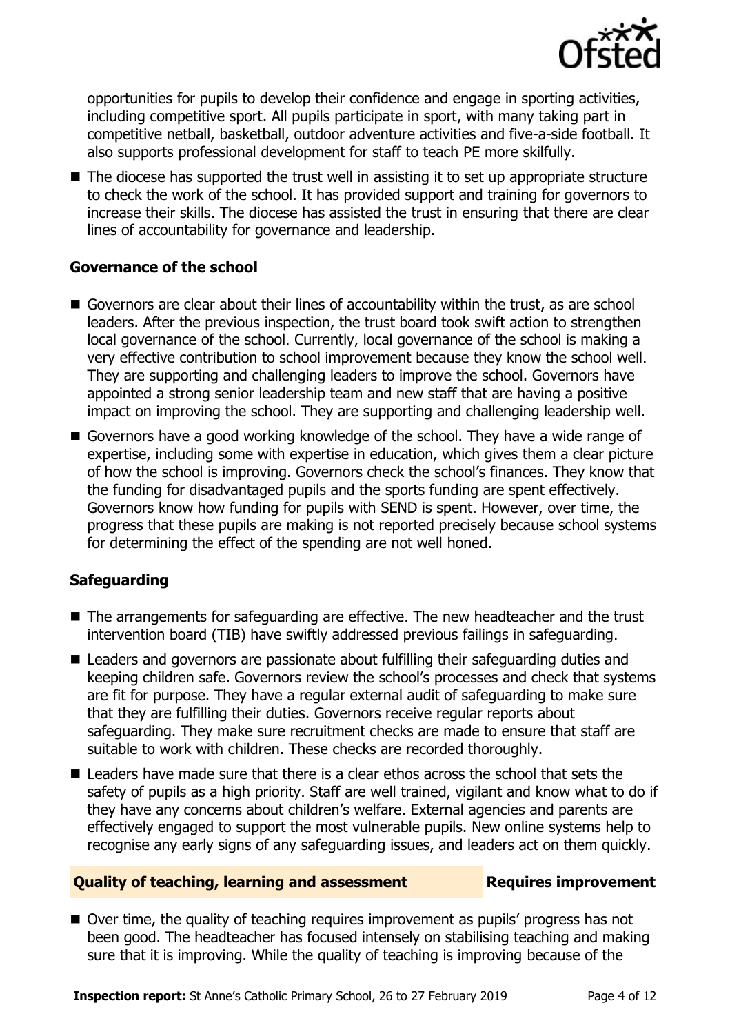opportunities for pupils to develop their confidence and engage in sporting activities, including competitive sport. All pupils participate in sport, with many taking part in competitive netball, basketball, outdoor adventure activities and five-a-side football. It also supports professional development for staff to teach PE more skilfully.

- The diocese has supported the trust well in assisting it to set up appropriate structure to check the work of the school. It has provided support and training for governors to increase their skills. The diocese has assisted the trust in ensuring that there are clear lines of accountability for governance and leadership.

### Governance of the school

- Governors are clear about their lines of accountability within the trust, as are school leaders. After the previous inspection, the trust board took swift action to strengthen local governance of the school. Currently, local governance of the school is making a very effective contribution to school improvement because they know the school well. They are supporting and challenging leaders to improve the school. Governors have appointed a strong senior leadership team and new staff that are having a positive impact on improving the school. They are supporting and challenging leadership well.
- Governors have a good working knowledge of the school. They have a wide range of expertise, including some with expertise in education, which gives them a clear picture of how the school is improving. Governors check the school's finances. They know that the funding for disadvantaged pupils and the sports funding are spent effectively. Governors know how funding for pupils with SEND is spent. However, over time, the progress that these pupils are making is not reported precisely because school systems for determining the effect of the spending are not well honed.

### Safeguarding

- The arrangements for safeguarding are effective. The new headteacher and the trust intervention board (TIB) have swiftly addressed previous failings in safeguarding.
- Leaders and governors are passionate about fulfilling their safeguarding duties and keeping children safe. Governors review the school's processes and check that systems are fit for purpose. They have a regular external audit of safeguarding to make sure that they are fulfilling their duties. Governors receive regular reports about safeguarding. They make sure recruitment checks are made to ensure that staff are suitable to work with children. These checks are recorded thoroughly.
- Leaders have made sure that there is a clear ethos across the school that sets the safety of pupils as a high priority. Staff are well trained, vigilant and know what to do if they have any concerns about children's welfare. External agencies and parents are effectively engaged to support the most vulnerable pupils. New online systems help to recognise any early signs of any safeguarding issues, and leaders act on them quickly.

## Quality of teaching, learning and assessment — Requires improvement

- Over time, the quality of teaching requires improvement as pupils' progress has not been good. The headteacher has focused intensely on stabilising teaching and making sure that it is improving. While the quality of teaching is improving because of the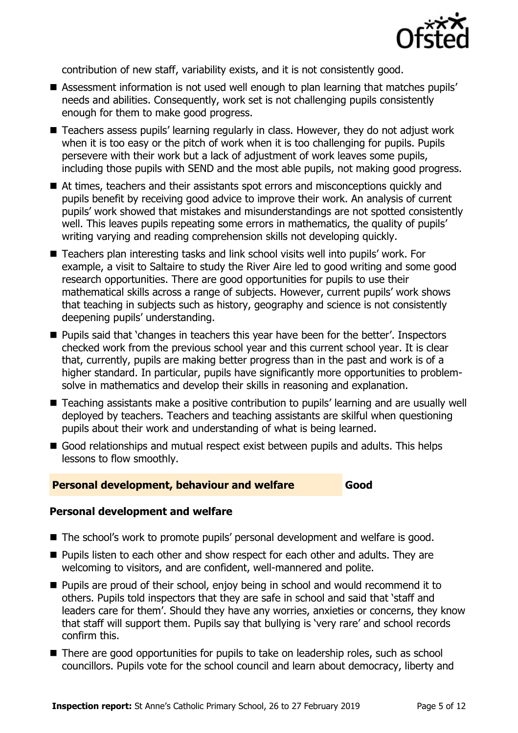contribution of new staff, variability exists, and it is not consistently good.

- Assessment information is not used well enough to plan learning that matches pupils' needs and abilities. Consequently, work set is not challenging pupils consistently enough for them to make good progress.
- Teachers assess pupils' learning regularly in class. However, they do not adjust work when it is too easy or the pitch of work when it is too challenging for pupils. Pupils persevere with their work but a lack of adjustment of work leaves some pupils, including those pupils with SEND and the most able pupils, not making good progress.
- At times, teachers and their assistants spot errors and misconceptions quickly and pupils benefit by receiving good advice to improve their work. An analysis of current pupils' work showed that mistakes and misunderstandings are not spotted consistently well. This leaves pupils repeating some errors in mathematics, the quality of pupils' writing varying and reading comprehension skills not developing quickly.
- Teachers plan interesting tasks and link school visits well into pupils' work. For example, a visit to Saltaire to study the River Aire led to good writing and some good research opportunities. There are good opportunities for pupils to use their mathematical skills across a range of subjects. However, current pupils' work shows that teaching in subjects such as history, geography and science is not consistently deepening pupils' understanding.
- Pupils said that 'changes in teachers this year have been for the better'. Inspectors checked work from the previous school year and this current school year. It is clear that, currently, pupils are making better progress than in the past and work is of a higher standard. In particular, pupils have significantly more opportunities to problem-solve in mathematics and develop their skills in reasoning and explanation.
- Teaching assistants make a positive contribution to pupils' learning and are usually well deployed by teachers. Teachers and teaching assistants are skilful when questioning pupils about their work and understanding of what is being learned.
- Good relationships and mutual respect exist between pupils and adults. This helps lessons to flow smoothly.

## Personal development, behaviour and welfare — Good

### Personal development and welfare

- The school's work to promote pupils' personal development and welfare is good.
- Pupils listen to each other and show respect for each other and adults. They are welcoming to visitors, and are confident, well-mannered and polite.
- Pupils are proud of their school, enjoy being in school and would recommend it to others. Pupils told inspectors that they are safe in school and said that 'staff and leaders care for them'. Should they have any worries, anxieties or concerns, they know that staff will support them. Pupils say that bullying is 'very rare' and school records confirm this.
- There are good opportunities for pupils to take on leadership roles, such as school councillors. Pupils vote for the school council and learn about democracy, liberty and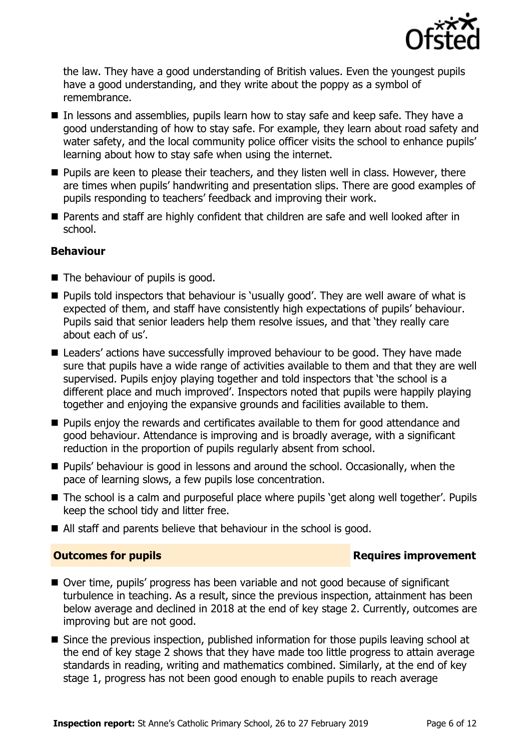the law. They have a good understanding of British values. Even the youngest pupils have a good understanding, and they write about the poppy as a symbol of remembrance.

- In lessons and assemblies, pupils learn how to stay safe and keep safe. They have a good understanding of how to stay safe. For example, they learn about road safety and water safety, and the local community police officer visits the school to enhance pupils' learning about how to stay safe when using the internet.
- Pupils are keen to please their teachers, and they listen well in class. However, there are times when pupils' handwriting and presentation slips. There are good examples of pupils responding to teachers' feedback and improving their work.
- Parents and staff are highly confident that children are safe and well looked after in school.

### Behaviour

- The behaviour of pupils is good.
- Pupils told inspectors that behaviour is 'usually good'. They are well aware of what is expected of them, and staff have consistently high expectations of pupils' behaviour. Pupils said that senior leaders help them resolve issues, and that 'they really care about each of us'.
- Leaders' actions have successfully improved behaviour to be good. They have made sure that pupils have a wide range of activities available to them and that they are well supervised. Pupils enjoy playing together and told inspectors that 'the school is a different place and much improved'. Inspectors noted that pupils were happily playing together and enjoying the expansive grounds and facilities available to them.
- Pupils enjoy the rewards and certificates available to them for good attendance and good behaviour. Attendance is improving and is broadly average, with a significant reduction in the proportion of pupils regularly absent from school.
- Pupils' behaviour is good in lessons and around the school. Occasionally, when the pace of learning slows, a few pupils lose concentration.
- The school is a calm and purposeful place where pupils 'get along well together'. Pupils keep the school tidy and litter free.
- All staff and parents believe that behaviour in the school is good.

## Outcomes for pupils — Requires improvement

- Over time, pupils' progress has been variable and not good because of significant turbulence in teaching. As a result, since the previous inspection, attainment has been below average and declined in 2018 at the end of key stage 2. Currently, outcomes are improving but are not good.
- Since the previous inspection, published information for those pupils leaving school at the end of key stage 2 shows that they have made too little progress to attain average standards in reading, writing and mathematics combined. Similarly, at the end of key stage 1, progress has not been good enough to enable pupils to reach average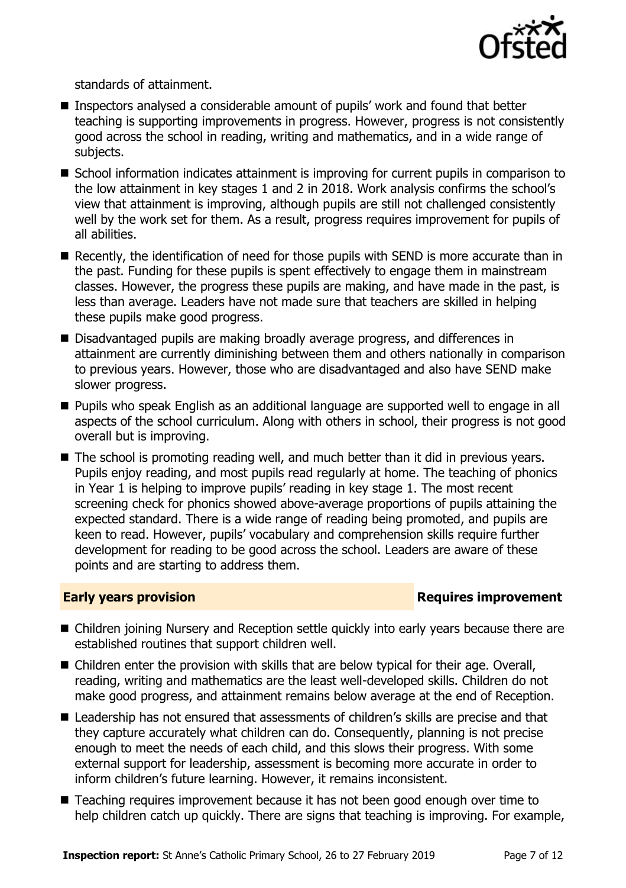standards of attainment.

- Inspectors analysed a considerable amount of pupils' work and found that better teaching is supporting improvements in progress. However, progress is not consistently good across the school in reading, writing and mathematics, and in a wide range of subjects.
- School information indicates attainment is improving for current pupils in comparison to the low attainment in key stages 1 and 2 in 2018. Work analysis confirms the school's view that attainment is improving, although pupils are still not challenged consistently well by the work set for them. As a result, progress requires improvement for pupils of all abilities.
- Recently, the identification of need for those pupils with SEND is more accurate than in the past. Funding for these pupils is spent effectively to engage them in mainstream classes. However, the progress these pupils are making, and have made in the past, is less than average. Leaders have not made sure that teachers are skilled in helping these pupils make good progress.
- Disadvantaged pupils are making broadly average progress, and differences in attainment are currently diminishing between them and others nationally in comparison to previous years. However, those who are disadvantaged and also have SEND make slower progress.
- Pupils who speak English as an additional language are supported well to engage in all aspects of the school curriculum. Along with others in school, their progress is not good overall but is improving.
- The school is promoting reading well, and much better than it did in previous years. Pupils enjoy reading, and most pupils read regularly at home. The teaching of phonics in Year 1 is helping to improve pupils' reading in key stage 1. The most recent screening check for phonics showed above-average proportions of pupils attaining the expected standard. There is a wide range of reading being promoted, and pupils are keen to read. However, pupils' vocabulary and comprehension skills require further development for reading to be good across the school. Leaders are aware of these points and are starting to address them.

## Early years provision — Requires improvement

- Children joining Nursery and Reception settle quickly into early years because there are established routines that support children well.
- Children enter the provision with skills that are below typical for their age. Overall, reading, writing and mathematics are the least well-developed skills. Children do not make good progress, and attainment remains below average at the end of Reception.
- Leadership has not ensured that assessments of children's skills are precise and that they capture accurately what children can do. Consequently, planning is not precise enough to meet the needs of each child, and this slows their progress. With some external support for leadership, assessment is becoming more accurate in order to inform children's future learning. However, it remains inconsistent.
- Teaching requires improvement because it has not been good enough over time to help children catch up quickly. There are signs that teaching is improving. For example,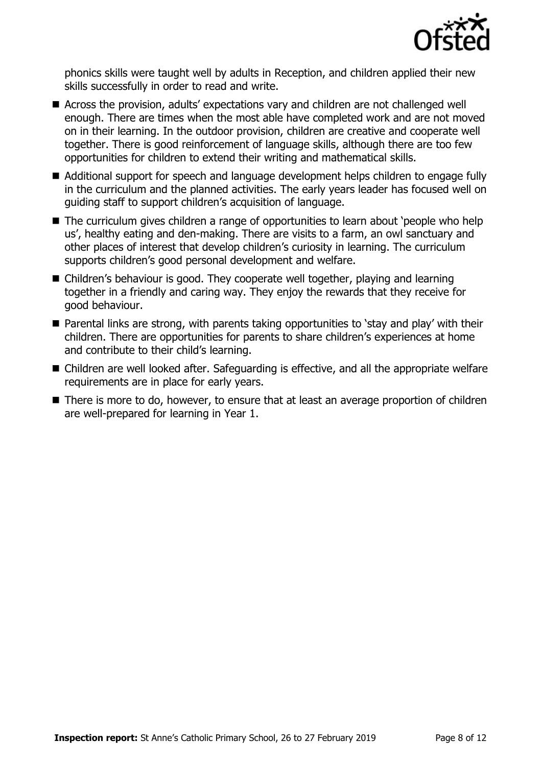phonics skills were taught well by adults in Reception, and children applied their new skills successfully in order to read and write.

- Across the provision, adults' expectations vary and children are not challenged well enough. There are times when the most able have completed work and are not moved on in their learning. In the outdoor provision, children are creative and cooperate well together. There is good reinforcement of language skills, although there are too few opportunities for children to extend their writing and mathematical skills.
- Additional support for speech and language development helps children to engage fully in the curriculum and the planned activities. The early years leader has focused well on guiding staff to support children's acquisition of language.
- The curriculum gives children a range of opportunities to learn about 'people who help us', healthy eating and den-making. There are visits to a farm, an owl sanctuary and other places of interest that develop children's curiosity in learning. The curriculum supports children's good personal development and welfare.
- Children's behaviour is good. They cooperate well together, playing and learning together in a friendly and caring way. They enjoy the rewards that they receive for good behaviour.
- Parental links are strong, with parents taking opportunities to 'stay and play' with their children. There are opportunities for parents to share children's experiences at home and contribute to their child's learning.
- Children are well looked after. Safeguarding is effective, and all the appropriate welfare requirements are in place for early years.
- There is more to do, however, to ensure that at least an average proportion of children are well-prepared for learning in Year 1.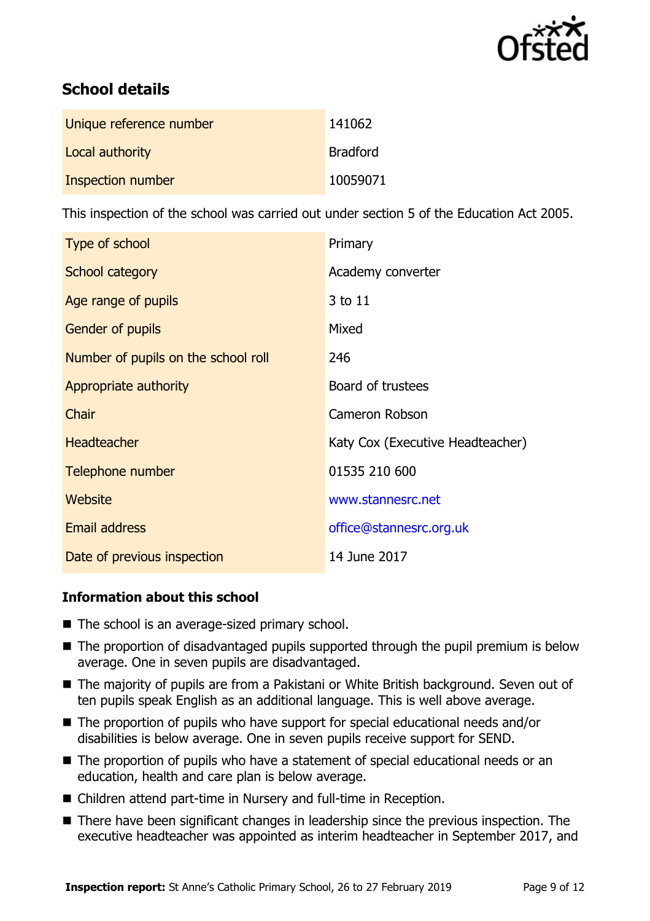## School details

| | |
|---|---|
| Unique reference number | 141062 |
| Local authority | Bradford |
| Inspection number | 10059071 |

This inspection of the school was carried out under section 5 of the Education Act 2005.

| | |
|---|---|
| Type of school | Primary |
| School category | Academy converter |
| Age range of pupils | 3 to 11 |
| Gender of pupils | Mixed |
| Number of pupils on the school roll | 246 |
| Appropriate authority | Board of trustees |
| Chair | Cameron Robson |
| Headteacher | Katy Cox (Executive Headteacher) |
| Telephone number | 01535 210 600 |
| Website | www.stannesrc.net |
| Email address | office@stannesrc.org.uk |
| Date of previous inspection | 14 June 2017 |

### Information about this school

- The school is an average-sized primary school.
- The proportion of disadvantaged pupils supported through the pupil premium is below average. One in seven pupils are disadvantaged.
- The majority of pupils are from a Pakistani or White British background. Seven out of ten pupils speak English as an additional language. This is well above average.
- The proportion of pupils who have support for special educational needs and/or disabilities is below average. One in seven pupils receive support for SEND.
- The proportion of pupils who have a statement of special educational needs or an education, health and care plan is below average.
- Children attend part-time in Nursery and full-time in Reception.
- There have been significant changes in leadership since the previous inspection. The executive headteacher was appointed as interim headteacher in September 2017, and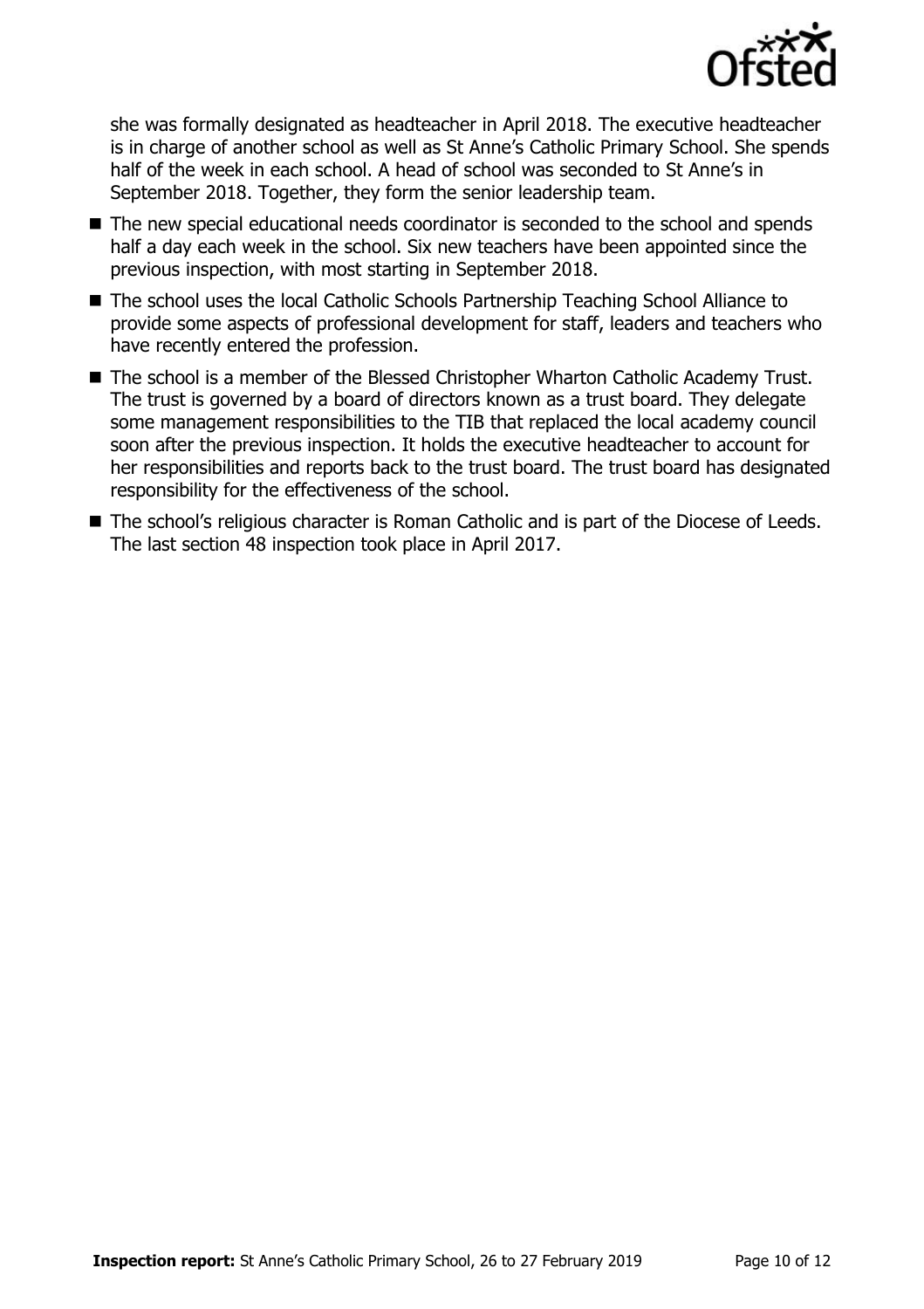she was formally designated as headteacher in April 2018. The executive headteacher is in charge of another school as well as St Anne's Catholic Primary School. She spends half of the week in each school. A head of school was seconded to St Anne's in September 2018. Together, they form the senior leadership team.

- The new special educational needs coordinator is seconded to the school and spends half a day each week in the school. Six new teachers have been appointed since the previous inspection, with most starting in September 2018.
- The school uses the local Catholic Schools Partnership Teaching School Alliance to provide some aspects of professional development for staff, leaders and teachers who have recently entered the profession.
- The school is a member of the Blessed Christopher Wharton Catholic Academy Trust. The trust is governed by a board of directors known as a trust board. They delegate some management responsibilities to the TIB that replaced the local academy council soon after the previous inspection. It holds the executive headteacher to account for her responsibilities and reports back to the trust board. The trust board has designated responsibility for the effectiveness of the school.
- The school's religious character is Roman Catholic and is part of the Diocese of Leeds. The last section 48 inspection took place in April 2017.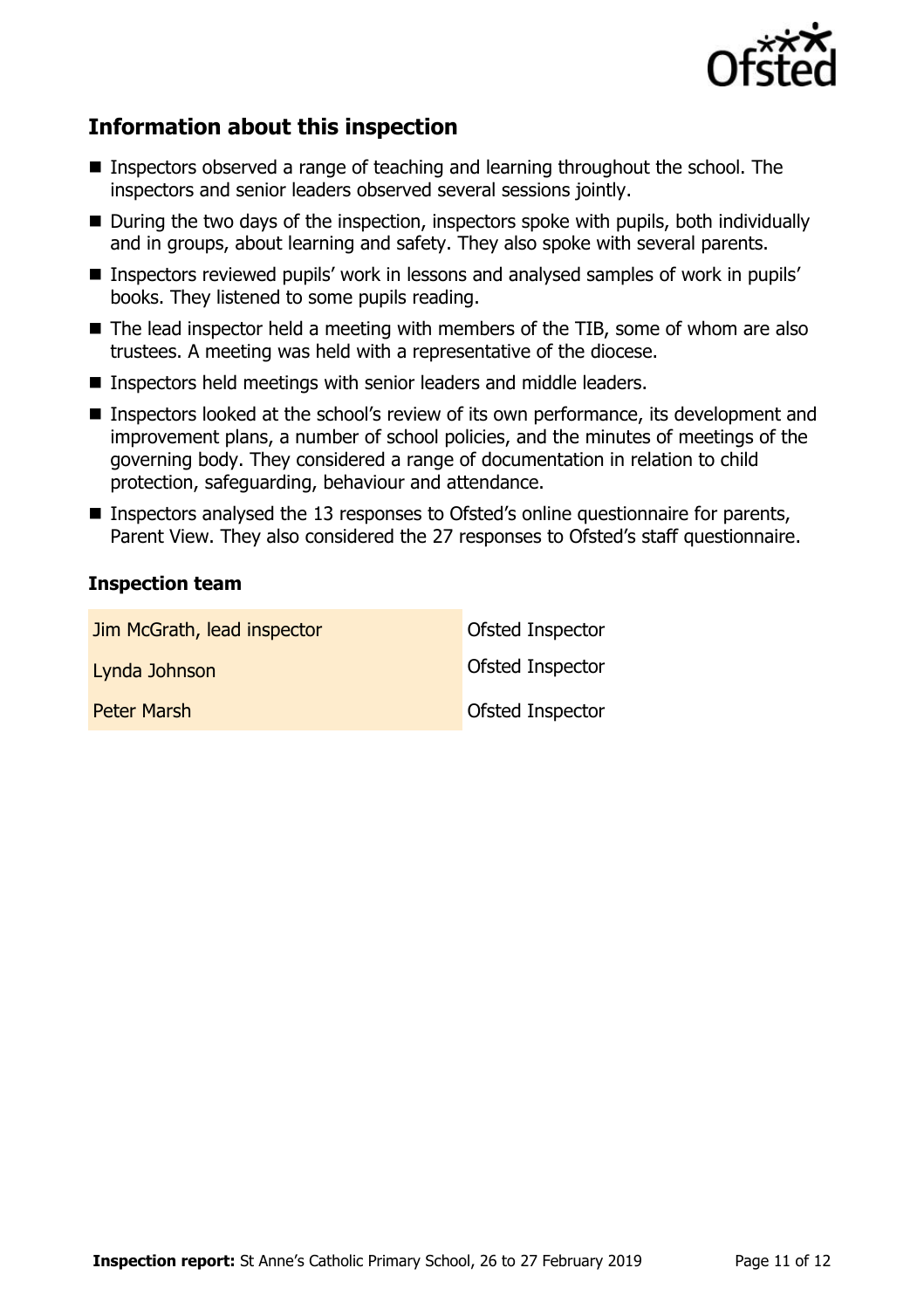## Information about this inspection

- Inspectors observed a range of teaching and learning throughout the school. The inspectors and senior leaders observed several sessions jointly.
- During the two days of the inspection, inspectors spoke with pupils, both individually and in groups, about learning and safety. They also spoke with several parents.
- Inspectors reviewed pupils' work in lessons and analysed samples of work in pupils' books. They listened to some pupils reading.
- The lead inspector held a meeting with members of the TIB, some of whom are also trustees. A meeting was held with a representative of the diocese.
- Inspectors held meetings with senior leaders and middle leaders.
- Inspectors looked at the school's review of its own performance, its development and improvement plans, a number of school policies, and the minutes of meetings of the governing body. They considered a range of documentation in relation to child protection, safeguarding, behaviour and attendance.
- Inspectors analysed the 13 responses to Ofsted's online questionnaire for parents, Parent View. They also considered the 27 responses to Ofsted's staff questionnaire.

### Inspection team

| | |
|---|---|
| Jim McGrath, lead inspector | Ofsted Inspector |
| Lynda Johnson | Ofsted Inspector |
| Peter Marsh | Ofsted Inspector |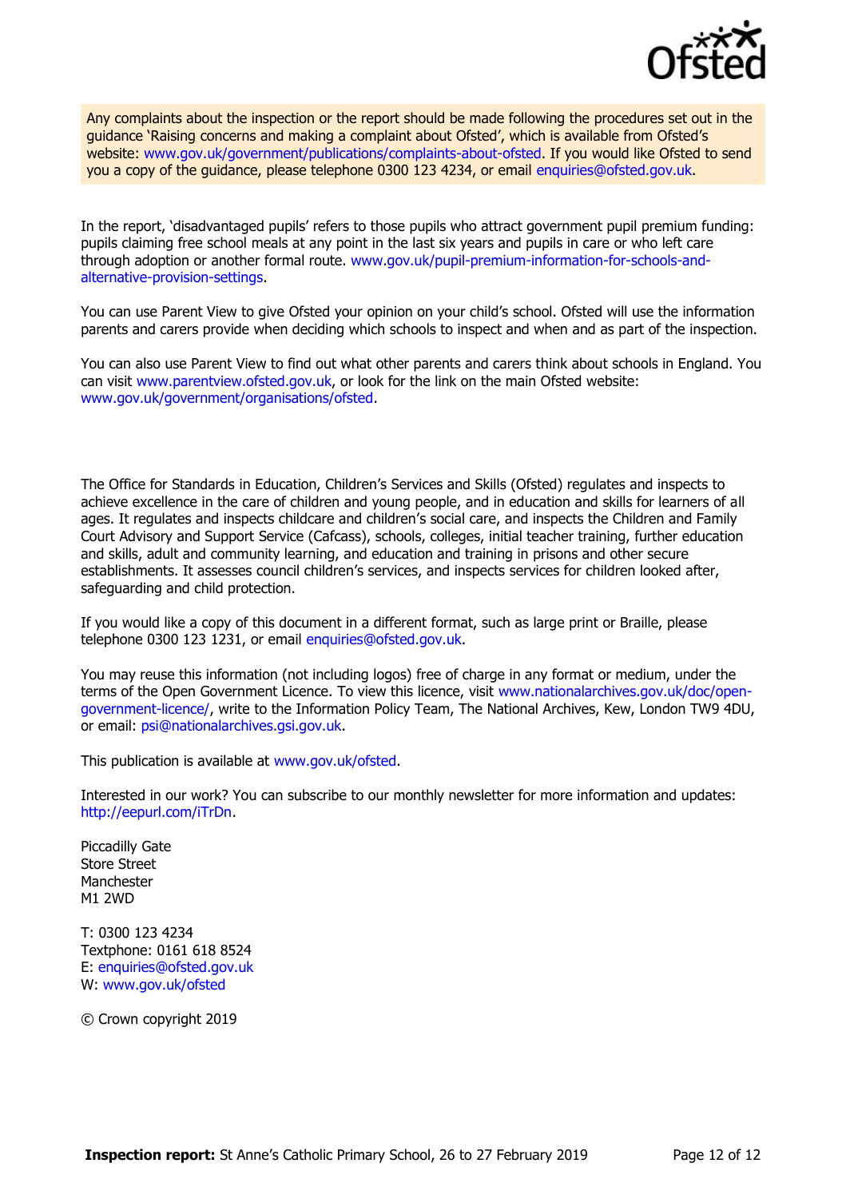Any complaints about the inspection or the report should be made following the procedures set out in the guidance 'Raising concerns and making a complaint about Ofsted', which is available from Ofsted's website: www.gov.uk/government/publications/complaints-about-ofsted. If you would like Ofsted to send you a copy of the guidance, please telephone 0300 123 4234, or email enquiries@ofsted.gov.uk.

In the report, 'disadvantaged pupils' refers to those pupils who attract government pupil premium funding: pupils claiming free school meals at any point in the last six years and pupils in care or who left care through adoption or another formal route. www.gov.uk/pupil-premium-information-for-schools-and-alternative-provision-settings.

You can use Parent View to give Ofsted your opinion on your child's school. Ofsted will use the information parents and carers provide when deciding which schools to inspect and when and as part of the inspection.

You can also use Parent View to find out what other parents and carers think about schools in England. You can visit www.parentview.ofsted.gov.uk, or look for the link on the main Ofsted website: www.gov.uk/government/organisations/ofsted.

The Office for Standards in Education, Children's Services and Skills (Ofsted) regulates and inspects to achieve excellence in the care of children and young people, and in education and skills for learners of all ages. It regulates and inspects childcare and children's social care, and inspects the Children and Family Court Advisory and Support Service (Cafcass), schools, colleges, initial teacher training, further education and skills, adult and community learning, and education and training in prisons and other secure establishments. It assesses council children's services, and inspects services for children looked after, safeguarding and child protection.

If you would like a copy of this document in a different format, such as large print or Braille, please telephone 0300 123 1231, or email enquiries@ofsted.gov.uk.

You may reuse this information (not including logos) free of charge in any format or medium, under the terms of the Open Government Licence. To view this licence, visit www.nationalarchives.gov.uk/doc/open-government-licence/, write to the Information Policy Team, The National Archives, Kew, London TW9 4DU, or email: psi@nationalarchives.gsi.gov.uk.

This publication is available at www.gov.uk/ofsted.

Interested in our work? You can subscribe to our monthly newsletter for more information and updates: http://eepurl.com/iTrDn.

Piccadilly Gate  
Store Street  
Manchester  
M1 2WD

T: 0300 123 4234  
Textphone: 0161 618 8524  
E: enquiries@ofsted.gov.uk  
W: www.gov.uk/ofsted

© Crown copyright 2019